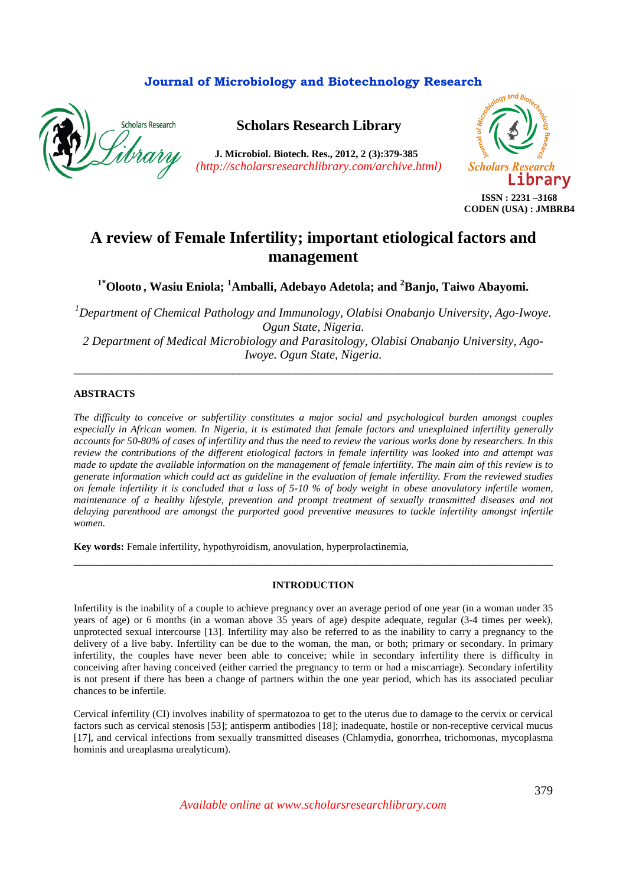# A review of Female Infertility; important etiological factors and management

**[1*]Olooto, Wasiu Eniola; [1]Amballi, Adebayo Adetola; and [2]Banjo, Taiwo Abayomi.**

*[1]Department of Chemical Pathology and Immunology, Olabisi Onabanjo University, Ago-Iwoye. Ogun State, Nigeria.*
*2 Department of Medical Microbiology and Parasitology, Olabisi Onabanjo University, Ago-Iwoye. Ogun State, Nigeria.*

---

## ABSTRACTS

*The difficulty to conceive or subfertility constitutes a major social and psychological burden amongst couples especially in African women. In Nigeria, it is estimated that female factors and unexplained infertility generally accounts for 50-80% of cases of infertility and thus the need to review the various works done by researchers. In this review the contributions of the different etiological factors in female infertility was looked into and attempt was made to update the available information on the management of female infertility. The main aim of this review is to generate information which could act as guideline in the evaluation of female infertility. From the reviewed studies on female infertility it is concluded that a loss of 5-10 % of body weight in obese anovulatory infertile women, maintenance of a healthy lifestyle, prevention and prompt treatment of sexually transmitted diseases and not delaying parenthood are amongst the purported good preventive measures to tackle infertility amongst infertile women.*

**Key words:** Female infertility, hypothyroidism, anovulation, hyperprolactinemia,

---

## INTRODUCTION

Infertility is the inability of a couple to achieve pregnancy over an average period of one year (in a woman under 35 years of age) or 6 months (in a woman above 35 years of age) despite adequate, regular (3-4 times per week), unprotected sexual intercourse [13]. Infertility may also be referred to as the inability to carry a pregnancy to the delivery of a live baby. Infertility can be due to the woman, the man, or both; primary or secondary. In primary infertility, the couples have never been able to conceive; while in secondary infertility there is difficulty in conceiving after having conceived (either carried the pregnancy to term or had a miscarriage). Secondary infertility is not present if there has been a change of partners within the one year period, which has its associated peculiar chances to be infertile.

Cervical infertility (CI) involves inability of spermatozoa to get to the uterus due to damage to the cervix or cervical factors such as cervical stenosis [53]; antisperm antibodies [18]; inadequate, hostile or non-receptive cervical mucus [17], and cervical infections from sexually transmitted diseases (Chlamydia, gonorrhea, trichomonas, mycoplasma hominis and ureaplasma urealyticum).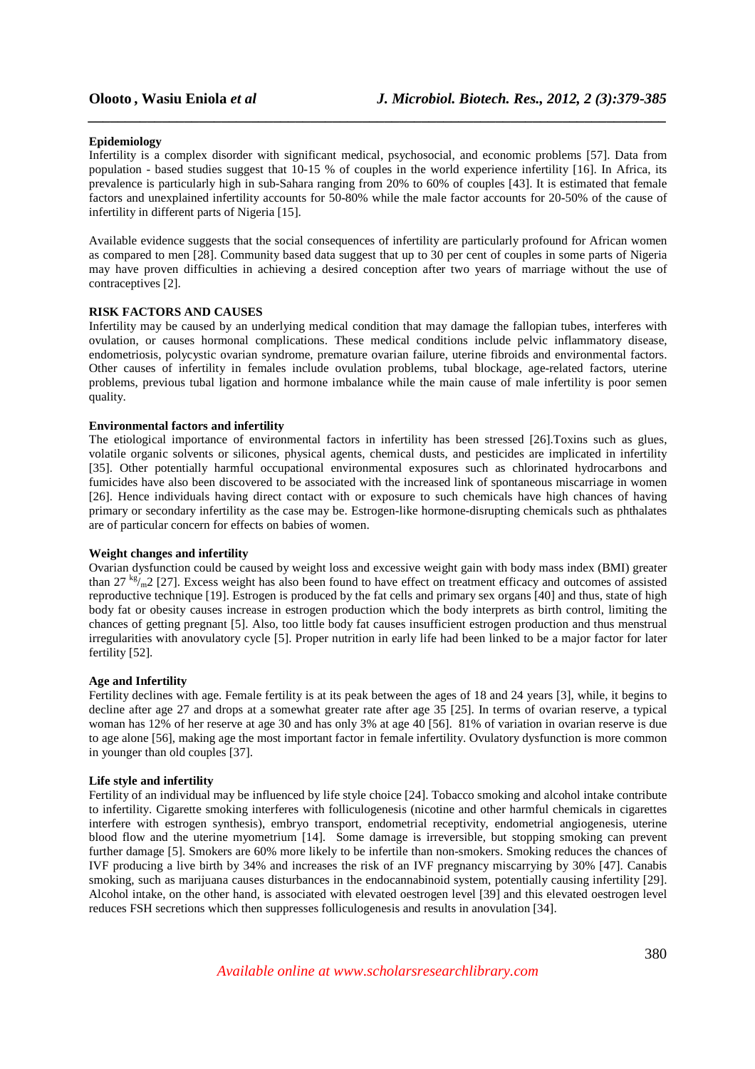**Epidemiology**

Infertility is a complex disorder with significant medical, psychosocial, and economic problems [57]. Data from population - based studies suggest that 10-15 % of couples in the world experience infertility [16]. In Africa, its prevalence is particularly high in sub-Sahara ranging from 20% to 60% of couples [43]. It is estimated that female factors and unexplained infertility accounts for 50-80% while the male factor accounts for 20-50% of the cause of infertility in different parts of Nigeria [15].

Available evidence suggests that the social consequences of infertility are particularly profound for African women as compared to men [28]. Community based data suggest that up to 30 per cent of couples in some parts of Nigeria may have proven difficulties in achieving a desired conception after two years of marriage without the use of contraceptives [2].

**RISK FACTORS AND CAUSES**

Infertility may be caused by an underlying medical condition that may damage the fallopian tubes, interferes with ovulation, or causes hormonal complications. These medical conditions include pelvic inflammatory disease, endometriosis, polycystic ovarian syndrome, premature ovarian failure, uterine fibroids and environmental factors. Other causes of infertility in females include ovulation problems, tubal blockage, age-related factors, uterine problems, previous tubal ligation and hormone imbalance while the main cause of male infertility is poor semen quality.

**Environmental factors and infertility**

The etiological importance of environmental factors in infertility has been stressed [26].Toxins such as glues, volatile organic solvents or silicones, physical agents, chemical dusts, and pesticides are implicated in infertility [35]. Other potentially harmful occupational environmental exposures such as chlorinated hydrocarbons and fumicides have also been discovered to be associated with the increased link of spontaneous miscarriage in women [26]. Hence individuals having direct contact with or exposure to such chemicals have high chances of having primary or secondary infertility as the case may be. Estrogen-like hormone-disrupting chemicals such as phthalates are of particular concern for effects on babies of women.

**Weight changes and infertility**

Ovarian dysfunction could be caused by weight loss and excessive weight gain with body mass index (BMI) greater than 27 $^{kg}/_{m}2$ [27]. Excess weight has also been found to have effect on treatment efficacy and outcomes of assisted reproductive technique [19]. Estrogen is produced by the fat cells and primary sex organs [40] and thus, state of high body fat or obesity causes increase in estrogen production which the body interprets as birth control, limiting the chances of getting pregnant [5]. Also, too little body fat causes insufficient estrogen production and thus menstrual irregularities with anovulatory cycle [5]. Proper nutrition in early life had been linked to be a major factor for later fertility [52].

**Age and Infertility**

Fertility declines with age. Female fertility is at its peak between the ages of 18 and 24 years [3], while, it begins to decline after age 27 and drops at a somewhat greater rate after age 35 [25]. In terms of ovarian reserve, a typical woman has 12% of her reserve at age 30 and has only 3% at age 40 [56]. 81% of variation in ovarian reserve is due to age alone [56], making age the most important factor in female infertility. Ovulatory dysfunction is more common in younger than old couples [37].

**Life style and infertility**

Fertility of an individual may be influenced by life style choice [24]. Tobacco smoking and alcohol intake contribute to infertility. Cigarette smoking interferes with folliculogenesis (nicotine and other harmful chemicals in cigarettes interfere with estrogen synthesis), embryo transport, endometrial receptivity, endometrial angiogenesis, uterine blood flow and the uterine myometrium [14]. Some damage is irreversible, but stopping smoking can prevent further damage [5]. Smokers are 60% more likely to be infertile than non-smokers. Smoking reduces the chances of IVF producing a live birth by 34% and increases the risk of an IVF pregnancy miscarrying by 30% [47]. Canabis smoking, such as marijuana causes disturbances in the endocannabinoid system, potentially causing infertility [29]. Alcohol intake, on the other hand, is associated with elevated oestrogen level [39] and this elevated oestrogen level reduces FSH secretions which then suppresses folliculogenesis and results in anovulation [34].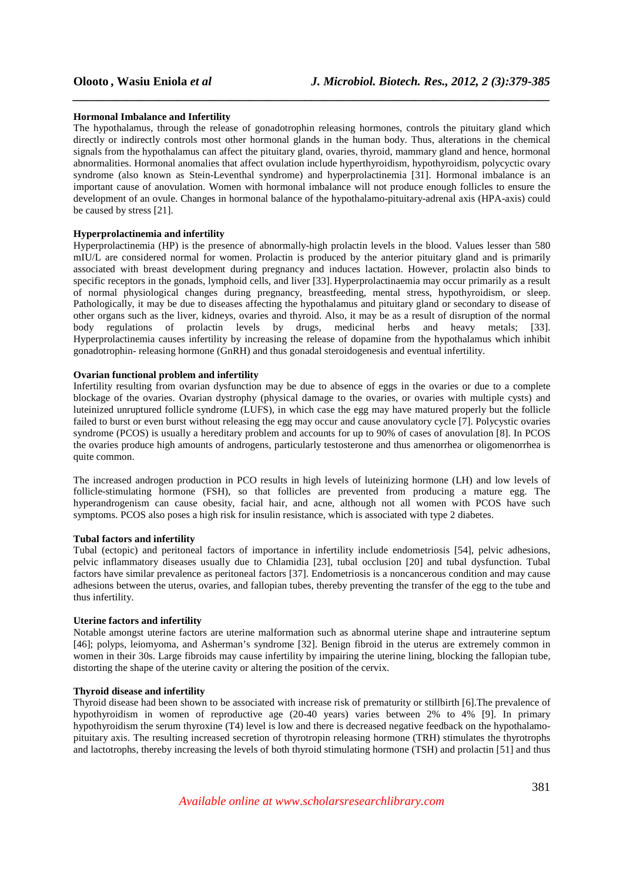**Hormonal Imbalance and Infertility**

The hypothalamus, through the release of gonadotrophin releasing hormones, controls the pituitary gland which directly or indirectly controls most other hormonal glands in the human body. Thus, alterations in the chemical signals from the hypothalamus can affect the pituitary gland, ovaries, thyroid, mammary gland and hence, hormonal abnormalities. Hormonal anomalies that affect ovulation include hyperthyroidism, hypothyroidism, polycyctic ovary syndrome (also known as Stein-Leventhal syndrome) and hyperprolactinemia [31]. Hormonal imbalance is an important cause of anovulation. Women with hormonal imbalance will not produce enough follicles to ensure the development of an ovule. Changes in hormonal balance of the hypothalamo-pituitary-adrenal axis (HPA-axis) could be caused by stress [21].

**Hyperprolactinemia and infertility**

Hyperprolactinemia (HP) is the presence of abnormally-high prolactin levels in the blood. Values lesser than 580 mIU/L are considered normal for women. Prolactin is produced by the anterior pituitary gland and is primarily associated with breast development during pregnancy and induces lactation. However, prolactin also binds to specific receptors in the gonads, lymphoid cells, and liver [33]. Hyperprolactinaemia may occur primarily as a result of normal physiological changes during pregnancy, breastfeeding, mental stress, hypothyroidism, or sleep. Pathologically, it may be due to diseases affecting the hypothalamus and pituitary gland or secondary to disease of other organs such as the liver, kidneys, ovaries and thyroid. Also, it may be as a result of disruption of the normal body regulations of prolactin levels by drugs, medicinal herbs and heavy metals; [33]. Hyperprolactinemia causes infertility by increasing the release of dopamine from the hypothalamus which inhibit gonadotrophin- releasing hormone (GnRH) and thus gonadal steroidogenesis and eventual infertility.

**Ovarian functional problem and infertility**

Infertility resulting from ovarian dysfunction may be due to absence of eggs in the ovaries or due to a complete blockage of the ovaries. Ovarian dystrophy (physical damage to the ovaries, or ovaries with multiple cysts) and luteinized unruptured follicle syndrome (LUFS), in which case the egg may have matured properly but the follicle failed to burst or even burst without releasing the egg may occur and cause anovulatory cycle [7]. Polycystic ovaries syndrome (PCOS) is usually a hereditary problem and accounts for up to 90% of cases of anovulation [8]. In PCOS the ovaries produce high amounts of androgens, particularly testosterone and thus amenorrhea or oligomenorrhea is quite common.

The increased androgen production in PCO results in high levels of luteinizing hormone (LH) and low levels of follicle-stimulating hormone (FSH), so that follicles are prevented from producing a mature egg. The hyperandrogenism can cause obesity, facial hair, and acne, although not all women with PCOS have such symptoms. PCOS also poses a high risk for insulin resistance, which is associated with type 2 diabetes.

**Tubal factors and infertility**

Tubal (ectopic) and peritoneal factors of importance in infertility include endometriosis [54], pelvic adhesions, pelvic inflammatory diseases usually due to Chlamidia [23], tubal occlusion [20] and tubal dysfunction. Tubal factors have similar prevalence as peritoneal factors [37]. Endometriosis is a noncancerous condition and may cause adhesions between the uterus, ovaries, and fallopian tubes, thereby preventing the transfer of the egg to the tube and thus infertility.

**Uterine factors and infertility**

Notable amongst uterine factors are uterine malformation such as abnormal uterine shape and intrauterine septum [46]; polyps, leiomyoma, and Asherman's syndrome [32]. Benign fibroid in the uterus are extremely common in women in their 30s. Large fibroids may cause infertility by impairing the uterine lining, blocking the fallopian tube, distorting the shape of the uterine cavity or altering the position of the cervix.

**Thyroid disease and infertility**

Thyroid disease had been shown to be associated with increase risk of prematurity or stillbirth [6].The prevalence of hypothyroidism in women of reproductive age (20-40 years) varies between 2% to 4% [9]. In primary hypothyroidism the serum thyroxine (T4) level is low and there is decreased negative feedback on the hypothalamo-pituitary axis. The resulting increased secretion of thyrotropin releasing hormone (TRH) stimulates the thyrotrophs and lactotrophs, thereby increasing the levels of both thyroid stimulating hormone (TSH) and prolactin [51] and thus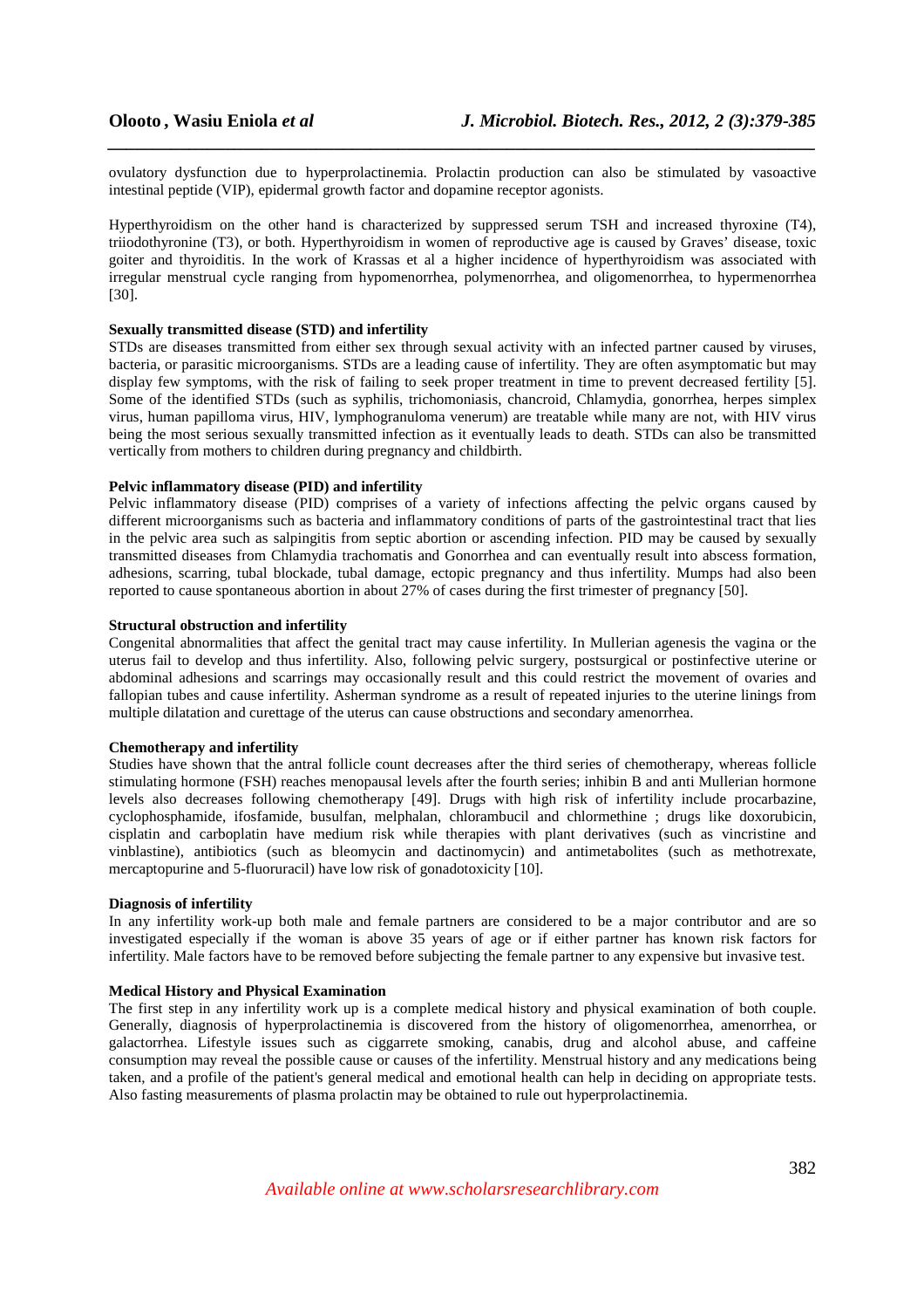ovulatory dysfunction due to hyperprolactinemia. Prolactin production can also be stimulated by vasoactive intestinal peptide (VIP), epidermal growth factor and dopamine receptor agonists.

Hyperthyroidism on the other hand is characterized by suppressed serum TSH and increased thyroxine (T4), triiodothyronine (T3), or both. Hyperthyroidism in women of reproductive age is caused by Graves' disease, toxic goiter and thyroiditis. In the work of Krassas et al a higher incidence of hyperthyroidism was associated with irregular menstrual cycle ranging from hypomenorrhea, polymenorrhea, and oligomenorrhea, to hypermenorrhea [30].

**Sexually transmitted disease (STD) and infertility**

STDs are diseases transmitted from either sex through sexual activity with an infected partner caused by viruses, bacteria, or parasitic microorganisms. STDs are a leading cause of infertility. They are often asymptomatic but may display few symptoms, with the risk of failing to seek proper treatment in time to prevent decreased fertility [5]. Some of the identified STDs (such as syphilis, trichomoniasis, chancroid, Chlamydia, gonorrhea, herpes simplex virus, human papilloma virus, HIV, lymphogranuloma venerum) are treatable while many are not, with HIV virus being the most serious sexually transmitted infection as it eventually leads to death. STDs can also be transmitted vertically from mothers to children during pregnancy and childbirth.

**Pelvic inflammatory disease (PID) and infertility**

Pelvic inflammatory disease (PID) comprises of a variety of infections affecting the pelvic organs caused by different microorganisms such as bacteria and inflammatory conditions of parts of the gastrointestinal tract that lies in the pelvic area such as salpingitis from septic abortion or ascending infection. PID may be caused by sexually transmitted diseases from Chlamydia trachomatis and Gonorrhea and can eventually result into abscess formation, adhesions, scarring, tubal blockade, tubal damage, ectopic pregnancy and thus infertility. Mumps had also been reported to cause spontaneous abortion in about 27% of cases during the first trimester of pregnancy [50].

**Structural obstruction and infertility**

Congenital abnormalities that affect the genital tract may cause infertility. In Mullerian agenesis the vagina or the uterus fail to develop and thus infertility. Also, following pelvic surgery, postsurgical or postinfective uterine or abdominal adhesions and scarrings may occasionally result and this could restrict the movement of ovaries and fallopian tubes and cause infertility. Asherman syndrome as a result of repeated injuries to the uterine linings from multiple dilatation and curettage of the uterus can cause obstructions and secondary amenorrhea.

**Chemotherapy and infertility**

Studies have shown that the antral follicle count decreases after the third series of chemotherapy, whereas follicle stimulating hormone (FSH) reaches menopausal levels after the fourth series; inhibin B and anti Mullerian hormone levels also decreases following chemotherapy [49]. Drugs with high risk of infertility include procarbazine, cyclophosphamide, ifosfamide, busulfan, melphalan, chlorambucil and chlormethine ; drugs like doxorubicin, cisplatin and carboplatin have medium risk while therapies with plant derivatives (such as vincristine and vinblastine), antibiotics (such as bleomycin and dactinomycin) and antimetabolites (such as methotrexate, mercaptopurine and 5-fluoruracil) have low risk of gonadotoxicity [10].

**Diagnosis of infertility**

In any infertility work-up both male and female partners are considered to be a major contributor and are so investigated especially if the woman is above 35 years of age or if either partner has known risk factors for infertility. Male factors have to be removed before subjecting the female partner to any expensive but invasive test.

**Medical History and Physical Examination**

The first step in any infertility work up is a complete medical history and physical examination of both couple. Generally, diagnosis of hyperprolactinemia is discovered from the history of oligomenorrhea, amenorrhea, or galactorrhea. Lifestyle issues such as ciggarrete smoking, canabis, drug and alcohol abuse, and caffeine consumption may reveal the possible cause or causes of the infertility. Menstrual history and any medications being taken, and a profile of the patient's general medical and emotional health can help in deciding on appropriate tests. Also fasting measurements of plasma prolactin may be obtained to rule out hyperprolactinemia.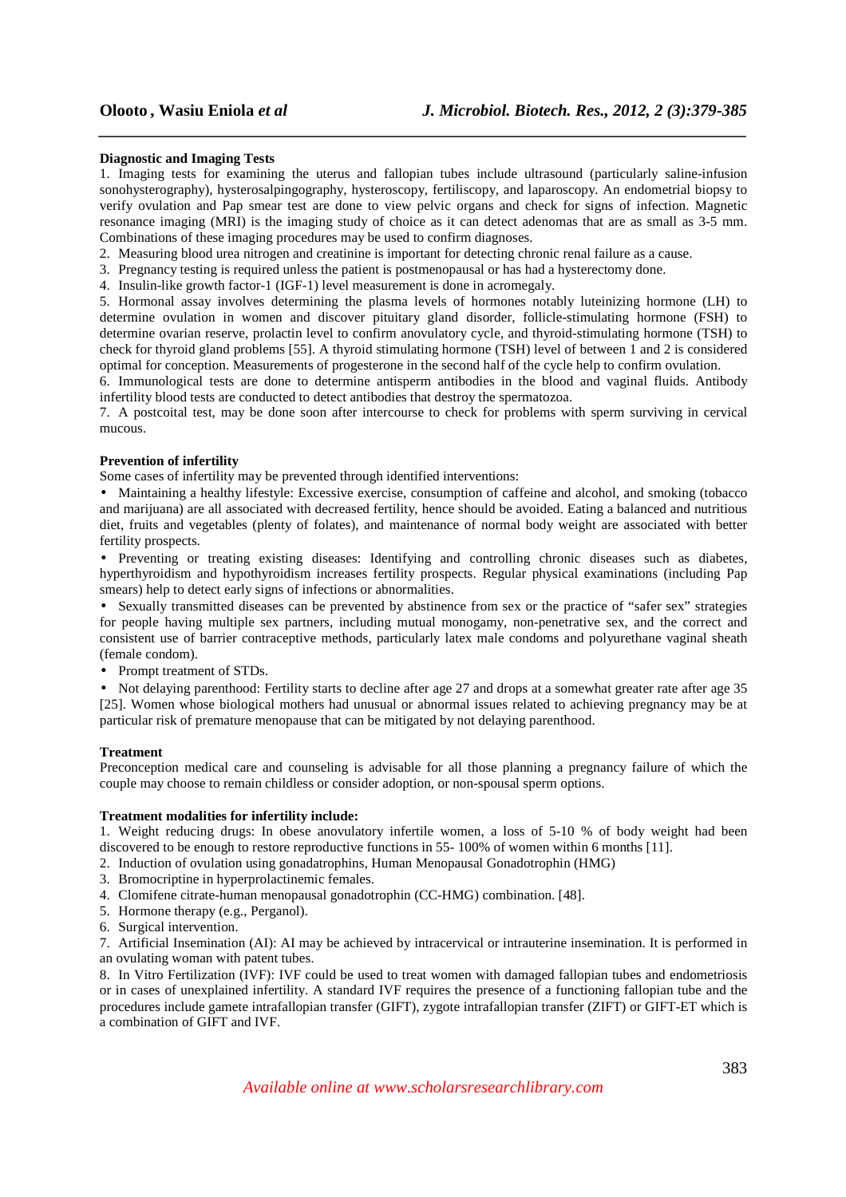**Diagnostic and Imaging Tests**

1. Imaging tests for examining the uterus and fallopian tubes include ultrasound (particularly saline-infusion sonohysterography), hysterosalpingography, hysteroscopy, fertiliscopy, and laparoscopy. An endometrial biopsy to verify ovulation and Pap smear test are done to view pelvic organs and check for signs of infection. Magnetic resonance imaging (MRI) is the imaging study of choice as it can detect adenomas that are as small as 3-5 mm. Combinations of these imaging procedures may be used to confirm diagnoses.
2. Measuring blood urea nitrogen and creatinine is important for detecting chronic renal failure as a cause.
3. Pregnancy testing is required unless the patient is postmenopausal or has had a hysterectomy done.
4. Insulin-like growth factor-1 (IGF-1) level measurement is done in acromegaly.
5. Hormonal assay involves determining the plasma levels of hormones notably luteinizing hormone (LH) to determine ovulation in women and discover pituitary gland disorder, follicle-stimulating hormone (FSH) to determine ovarian reserve, prolactin level to confirm anovulatory cycle, and thyroid-stimulating hormone (TSH) to check for thyroid gland problems [55]. A thyroid stimulating hormone (TSH) level of between 1 and 2 is considered optimal for conception. Measurements of progesterone in the second half of the cycle help to confirm ovulation.
6. Immunological tests are done to determine antisperm antibodies in the blood and vaginal fluids. Antibody infertility blood tests are conducted to detect antibodies that destroy the spermatozoa.
7. A postcoital test, may be done soon after intercourse to check for problems with sperm surviving in cervical mucous.

**Prevention of infertility**

Some cases of infertility may be prevented through identified interventions:

- Maintaining a healthy lifestyle: Excessive exercise, consumption of caffeine and alcohol, and smoking (tobacco and marijuana) are all associated with decreased fertility, hence should be avoided. Eating a balanced and nutritious diet, fruits and vegetables (plenty of folates), and maintenance of normal body weight are associated with better fertility prospects.
- Preventing or treating existing diseases: Identifying and controlling chronic diseases such as diabetes, hyperthyroidism and hypothyroidism increases fertility prospects. Regular physical examinations (including Pap smears) help to detect early signs of infections or abnormalities.
- Sexually transmitted diseases can be prevented by abstinence from sex or the practice of "safer sex" strategies for people having multiple sex partners, including mutual monogamy, non-penetrative sex, and the correct and consistent use of barrier contraceptive methods, particularly latex male condoms and polyurethane vaginal sheath (female condom).
- Prompt treatment of STDs.
- Not delaying parenthood: Fertility starts to decline after age 27 and drops at a somewhat greater rate after age 35 [25]. Women whose biological mothers had unusual or abnormal issues related to achieving pregnancy may be at particular risk of premature menopause that can be mitigated by not delaying parenthood.

**Treatment**

Preconception medical care and counseling is advisable for all those planning a pregnancy failure of which the couple may choose to remain childless or consider adoption, or non-spousal sperm options.

**Treatment modalities for infertility include:**

1. Weight reducing drugs: In obese anovulatory infertile women, a loss of 5-10 % of body weight had been discovered to be enough to restore reproductive functions in 55- 100% of women within 6 months [11].
2. Induction of ovulation using gonadatrophins, Human Menopausal Gonadotrophin (HMG)
3. Bromocriptine in hyperprolactinemic females.
4. Clomifene citrate-human menopausal gonadotrophin (CC-HMG) combination. [48].
5. Hormone therapy (e.g., Perganol).
6. Surgical intervention.
7. Artificial Insemination (AI): AI may be achieved by intracervical or intrauterine insemination. It is performed in an ovulating woman with patent tubes.
8. In Vitro Fertilization (IVF): IVF could be used to treat women with damaged fallopian tubes and endometriosis or in cases of unexplained infertility. A standard IVF requires the presence of a functioning fallopian tube and the procedures include gamete intrafallopian transfer (GIFT), zygote intrafallopian transfer (ZIFT) or GIFT-ET which is a combination of GIFT and IVF.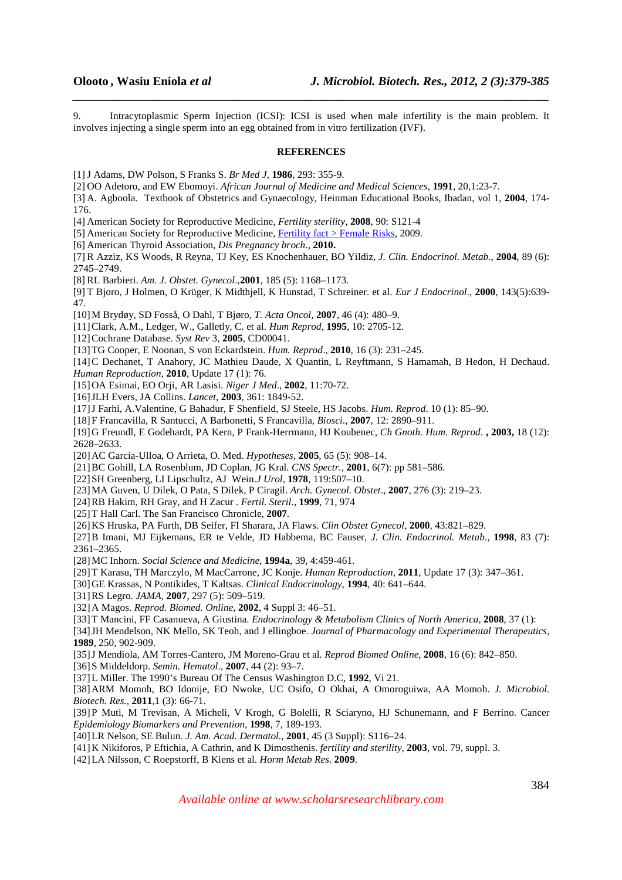9. Intracytoplasmic Sperm Injection (ICSI): ICSI is used when male infertility is the main problem. It involves injecting a single sperm into an egg obtained from in vitro fertilization (IVF).

## REFERENCES

[1] J Adams, DW Polson, S Franks S. *Br Med J*, **1986**, 293: 355-9.
[2] OO Adetoro, and EW Ebomoyi. *African Journal of Medicine and Medical Sciences*, **1991**, 20,1:23-7.
[3] A. Agboola. Textbook of Obstetrics and Gynaecology, Heinman Educational Books, Ibadan, vol 1, **2004**, 174-176.
[4] American Society for Reproductive Medicine, *Fertility sterility*, **2008**, 90: S121-4
[5] American Society for Reproductive Medicine, Fertility fact > Female Risks, 2009.
[6] American Thyroid Association, *Dis Pregnancy broch*., **2010.**
[7] R Azziz, KS Woods, R Reyna, TJ Key, ES Knochenhauer, BO Yildiz, *J. Clin. Endocrinol. Metab.*, **2004**, 89 (6): 2745–2749.
[8] RL Barbieri. *Am. J. Obstet. Gynecol*.,**2001**, 185 (5): 1168–1173.
[9] T Bjoro, J Holmen, O Krüger, K Midthjell, K Hunstad, T Schreiner. et al. *Eur J Endocrinol*., **2000**, 143(5):639-47.
[10] M Brydøy, SD Fosså, O Dahl, T Bjøro, *T. Acta Oncol*, **2007**, 46 (4): 480–9.
[11] Clark, A.M., Ledger, W., Galletly, C. et al. *Hum Reprod,* **1995**, 10: 2705-12.
[12] Cochrane Database. *Syst Rev* 3, **2005**, CD00041.
[13] TG Cooper, E Noonan, S von Eckardstein. *Hum. Reprod*., **2010**, 16 (3): 231–245.
[14] C Dechanet, T Anahory, JC Mathieu Daude, X Quantin, L Reyftmann, S Hamamah, B Hedon, H Dechaud. *Human Reproduction*, **2010**, Update 17 (1): 76.
[15] OA Esimai, EO Orji, AR Lasisi. *Niger J Med*., **2002**, 11:70-72.
[16] JLH Evers, JA Collins. *Lancet*, **2003**, 361: 1849-52.
[17] J Farhi, A.Valentine, G Bahadur, F Shenfield, SJ Steele, HS Jacobs. *Hum. Reprod*. 10 (1): 85–90.
[18] F Francavilla, R Santucci, A Barbonetti, S Francavilla, *Biosci*., **2007**, 12: 2890–911.
[19] G Freundl, E Godehardt, PA Kern, P Frank-Herrmann, HJ Koubenec, *Ch Gnoth. Hum. Reprod*. **, 2003,** 18 (12): 2628–2633.
[20] AC García-Ulloa, O Arrieta, O. Med. *Hypotheses*, **2005**, 65 (5): 908–14.
[21] BC Gohill, LA Rosenblum, JD Coplan, JG Kral. *CNS Spectr.,* **2001**, 6(7): pp 581–586.
[22] SH Greenberg, LI Lipschultz, AJ Wein.*J Urol*, **1978**, 119:507–10.
[23] MA Guven, U Dilek, O Pata, S Dilek, P Ciragil. *Arch. Gynecol. Obstet*., **2007**, 276 (3): 219–23.
[24] RB Hakim, RH Gray, and H Zacur . *Fertil. Steril*., **1999**, 71, 974
[25] T Hall Carl. The San Francisco Chronicle, **2007**.
[26] KS Hruska, PA Furth, DB Seifer, FI Sharara, JA Flaws. *Clin Obstet Gynecol*, **2000**, 43:821–829.
[27] B Imani, MJ Eijkemans, ER te Velde, JD Habbema, BC Fauser, *J. Clin. Endocrinol. Metab*., **1998**, 83 (7): 2361–2365.
[28] MC Inhorn. *Social Science and Medicine*, **1994a**, 39, 4:459-461.
[29] T Karasu, TH Marczylo, M MacCarrone, JC Konje. *Human Reproduction*, **2011**, Update 17 (3): 347–361.
[30] GE Krassas, N Pontikides, T Kaltsas. *Clinical Endocrinology*, **1994**, 40: 641–644.
[31] RS Legro. *JAMA*, **2007**, 297 (5): 509–519.
[32] A Magos. *Reprod. Biomed. Online*, **2002**, 4 Suppl 3: 46–51.
[33] T Mancini, FF Casanueva, A Giustina. *Endocrinology & Metabolism Clinics of North America*, **2008**, 37 (1):
[34] JH Mendelson, NK Mello, SK Teoh, and J ellingboe. *Journal of Pharmacology and Experimental Therapeutics*, **1989**, 250, 902-909.
[35] J Mendiola, AM Torres-Cantero, JM Moreno-Grau et al. *Reprod Biomed Online*, **2008**, 16 (6): 842–850.
[36] S Middeldorp. *Semin. Hematol*., **2007**, 44 (2): 93–7.
[37] L Miller. The 1990's Bureau Of The Census Washington D.C, **1992**, Vi 21.
[38] ARM Momoh, BO Idonije, EO Nwoke, UC Osifo, O Okhai, A Omoroguiwa, AA Momoh. *J. Microbiol. Biotech. Res.,* **2011**,1 (3): 66-71.
[39] P Muti, M Trevisan, A Micheli, V Krogh, G Bolelli, R Sciaryno, HJ Schunemann, and F Berrino. Cancer *Epidemiology Biomarkers and Prevention*, **1998**, 7, 189-193.
[40] LR Nelson, SE Bulun. *J. Am. Acad. Dermatol.,* **2001**, 45 (3 Suppl): S116–24.
[41] K Nikiforos, P Eftichia, A Cathrin, and K Dimosthenis. *fertility and sterility,* **2003**, vol. 79, suppl. 3.
[42] LA Nilsson, C Roepstorff, B Kiens et al. *Horm Metab Res*. **2009**.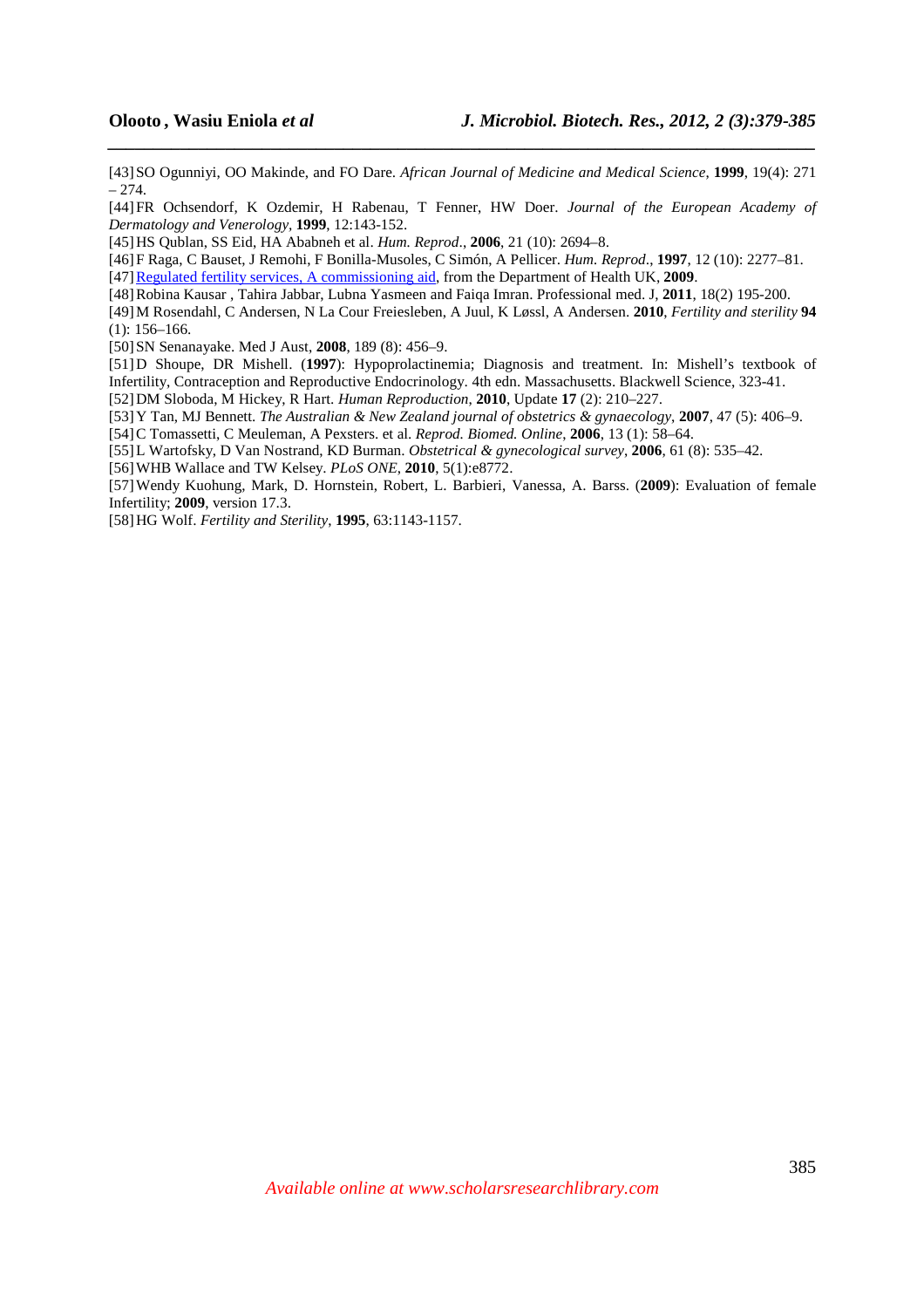[43] SO Ogunniyi, OO Makinde, and FO Dare. *African Journal of Medicine and Medical Science*, **1999**, 19(4): 271 – 274.

[44] FR Ochsendorf, K Ozdemir, H Rabenau, T Fenner, HW Doer. *Journal of the European Academy of Dermatology and Venerology*, **1999**, 12:143-152.

[45] HS Qublan, SS Eid, HA Ababneh et al. *Hum. Reprod*., **2006**, 21 (10): 2694–8.

[46] F Raga, C Bauset, J Remohi, F Bonilla-Musoles, C Simón, A Pellicer. *Hum. Reprod*., **1997**, 12 (10): 2277–81.

[47] Regulated fertility services, A commissioning aid, from the Department of Health UK, **2009**.

[48] Robina Kausar , Tahira Jabbar, Lubna Yasmeen and Faiqa Imran. Professional med. J, **2011**, 18(2) 195-200.

[49] M Rosendahl, C Andersen, N La Cour Freiesleben, A Juul, K Løssl, A Andersen. **2010**, *Fertility and sterility* **94** (1): 156–166.

[50] SN Senanayake. Med J Aust, **2008**, 189 (8): 456–9.

[51] D Shoupe, DR Mishell. (**1997**): Hypoprolactinemia; Diagnosis and treatment. In: Mishell's textbook of Infertility, Contraception and Reproductive Endocrinology. 4th edn. Massachusetts. Blackwell Science, 323-41.

[52] DM Sloboda, M Hickey, R Hart. *Human Reproduction*, **2010**, Update **17** (2): 210–227.

[53] Y Tan, MJ Bennett. *The Australian & New Zealand journal of obstetrics & gynaecology*, **2007**, 47 (5): 406–9.

[54] C Tomassetti, C Meuleman, A Pexsters. et al. *Reprod. Biomed. Online*, **2006**, 13 (1): 58–64.

[55] L Wartofsky, D Van Nostrand, KD Burman. *Obstetrical & gynecological survey*, **2006**, 61 (8): 535–42.

[56] WHB Wallace and TW Kelsey. *PLoS ONE*, **2010**, 5(1):e8772.

[57] Wendy Kuohung, Mark, D. Hornstein, Robert, L. Barbieri, Vanessa, A. Barss. (**2009**): Evaluation of female Infertility; **2009**, version 17.3.

[58] HG Wolf. *Fertility and Sterility*, **1995**, 63:1143-1157.